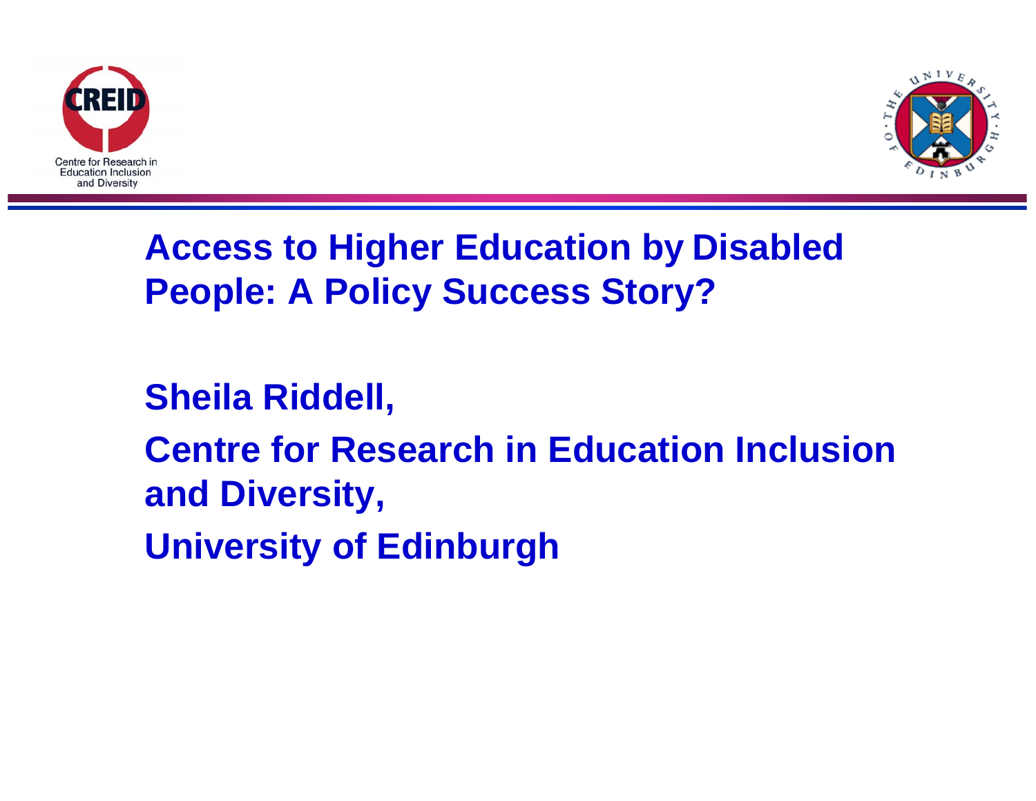# Access to Higher Education by Disabled People: A Policy Success Story?

**Sheila Riddell,**

**Centre for Research in Education Inclusion and Diversity,**

**University of Edinburgh**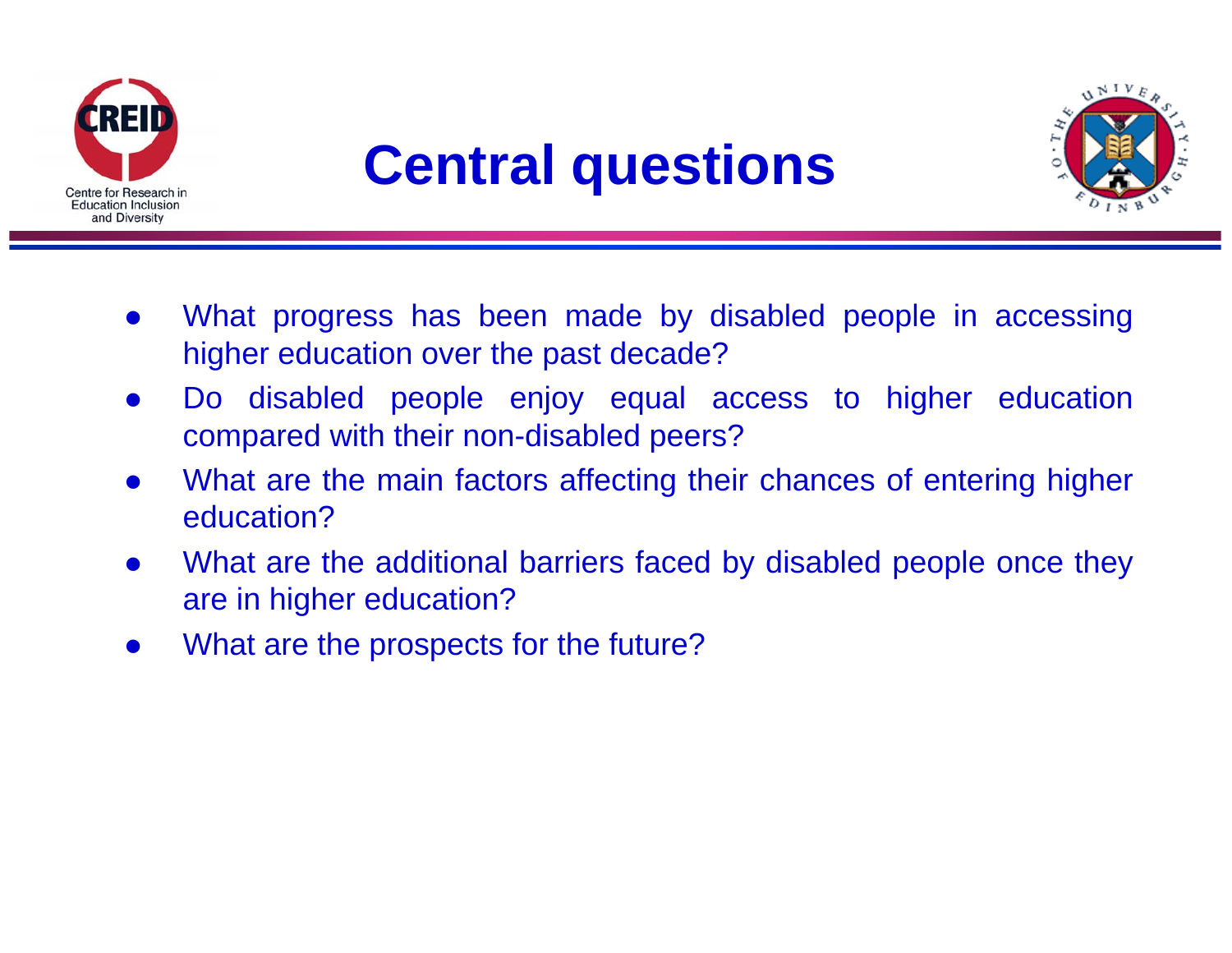# Central questions

- What progress has been made by disabled people in accessing higher education over the past decade?
- Do disabled people enjoy equal access to higher education compared with their non-disabled peers?
- What are the main factors affecting their chances of entering higher education?
- What are the additional barriers faced by disabled people once they are in higher education?
- What are the prospects for the future?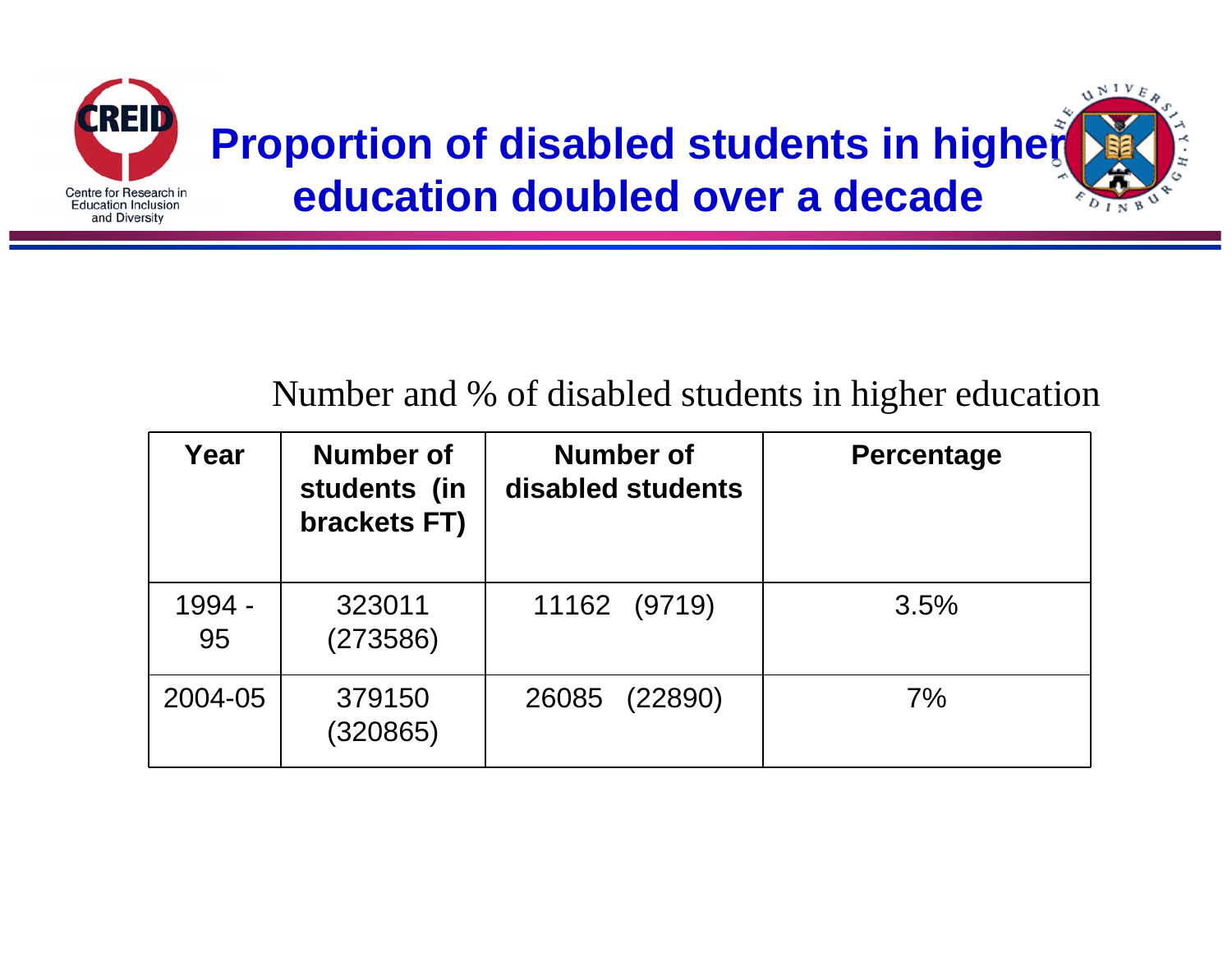# Proportion of disabled students in higher education doubled over a decade

Number and % of disabled students in higher education

| Year | Number of students (in brackets FT) | Number of disabled students | Percentage |
|---|---|---|---|
| 1994 - 95 | 323011 (273586) | 11162 (9719) | 3.5% |
| 2004-05 | 379150 (320865) | 26085 (22890) | 7% |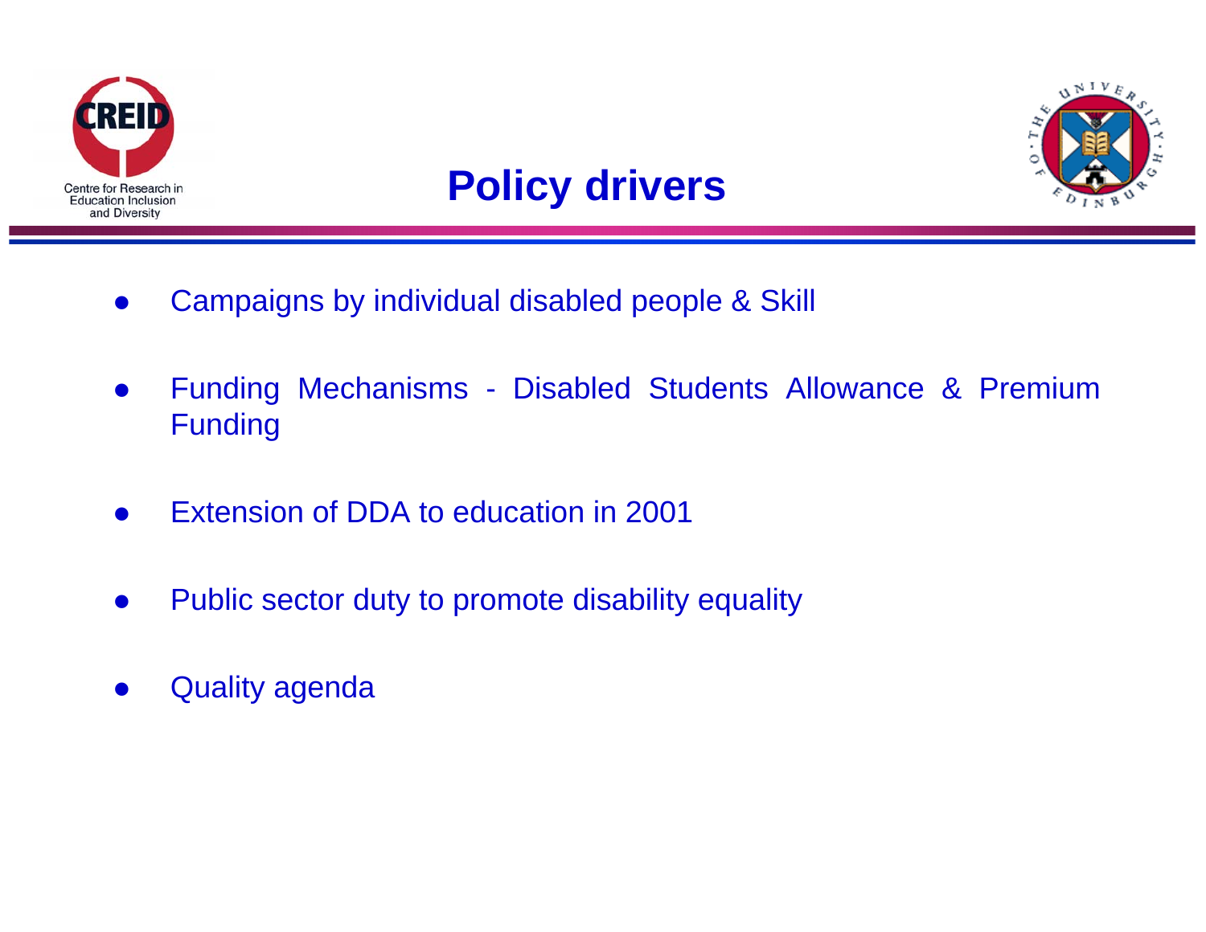# Policy drivers

- Campaigns by individual disabled people & Skill
- Funding Mechanisms - Disabled Students Allowance & Premium Funding
- Extension of DDA to education in 2001
- Public sector duty to promote disability equality
- Quality agenda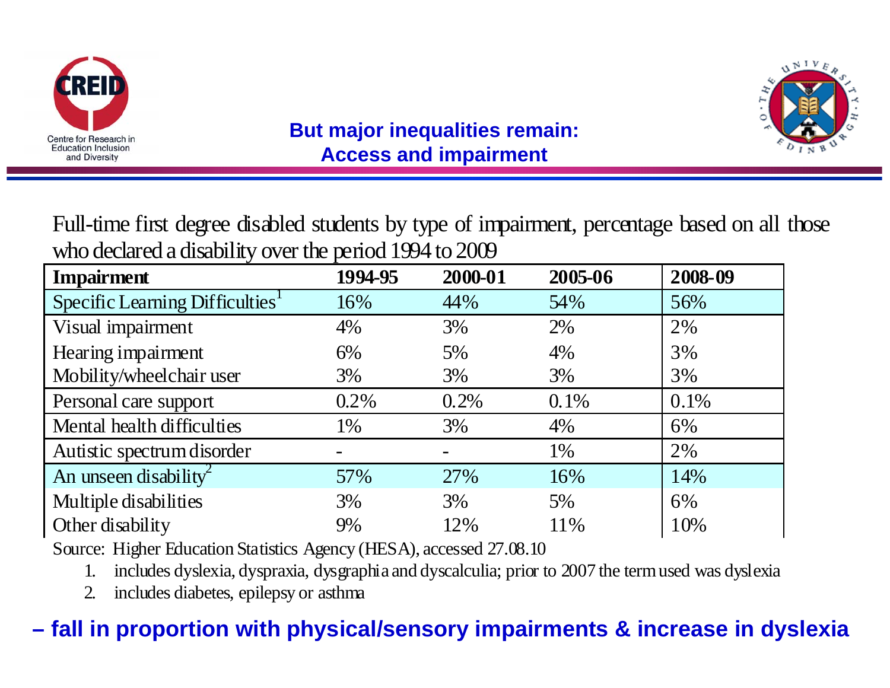## But major inequalities remain: Access and impairment

Full-time first degree disabled students by type of impairment, percentage based on all those who declared a disability over the period 1994 to 2009

| Impairment | 1994-95 | 2000-01 | 2005-06 | 2008-09 |
|---|---|---|---|---|
| Specific Learning Difficulties[1] | 16% | 44% | 54% | 56% |
| Visual impairment | 4% | 3% | 2% | 2% |
| Hearing impairment | 6% | 5% | 4% | 3% |
| Mobility/wheelchair user | 3% | 3% | 3% | 3% |
| Personal care support | 0.2% | 0.2% | 0.1% | 0.1% |
| Mental health difficulties | 1% | 3% | 4% | 6% |
| Autistic spectrum disorder | - | - | 1% | 2% |
| An unseen disability[2] | 57% | 27% | 16% | 14% |
| Multiple disabilities | 3% | 3% | 5% | 6% |
| Other disability | 9% | 12% | 11% | 10% |

Source: Higher Education Statistics Agency (HESA), accessed 27.08.10

1. includes dyslexia, dyspraxia, dysgraphia and dyscalculia; prior to 2007 the term used was dyslexia
2. includes diabetes, epilepsy or asthma

**– fall in proportion with physical/sensory impairments & increase in dyslexia**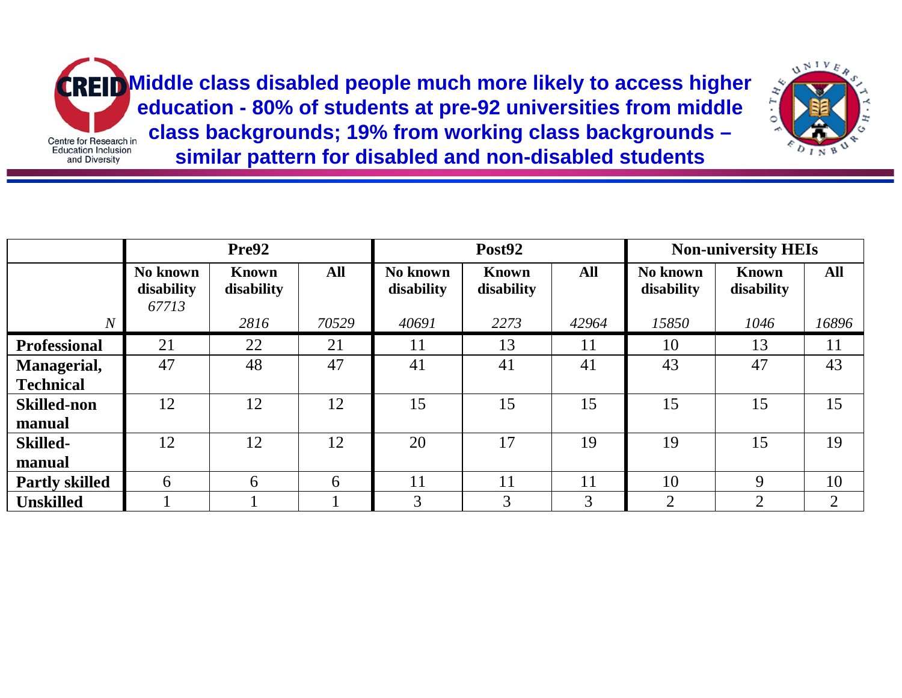# Middle class disabled people much more likely to access higher education - 80% of students at pre-92 universities from middle class backgrounds; 19% from working class backgrounds – similar pattern for disabled and non-disabled students

| | Pre92 | | | Post92 | | | Non-university HEIs | | |
|---|---|---|---|---|---|---|---|---|---|
| | **No known disability** | **Known disability** | **All** | **No known disability** | **Known disability** | **All** | **No known disability** | **Known disability** | **All** |
| *N* | *67713* | *2816* | *70529* | *40691* | *2273* | *42964* | *15850* | *1046* | *16896* |
| **Professional** | 21 | 22 | 21 | 11 | 13 | 11 | 10 | 13 | 11 |
| **Managerial, Technical** | 47 | 48 | 47 | 41 | 41 | 41 | 43 | 47 | 43 |
| **Skilled-non manual** | 12 | 12 | 12 | 15 | 15 | 15 | 15 | 15 | 15 |
| **Skilled-manual** | 12 | 12 | 12 | 20 | 17 | 19 | 19 | 15 | 19 |
| **Partly skilled** | 6 | 6 | 6 | 11 | 11 | 11 | 10 | 9 | 10 |
| **Unskilled** | 1 | 1 | 1 | 3 | 3 | 3 | 2 | 2 | 2 |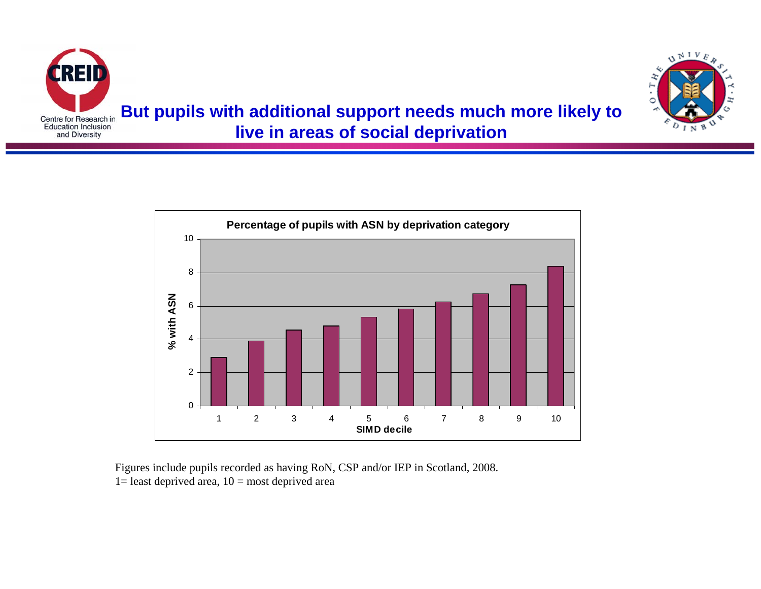# But pupils with additional support needs much more likely to live in areas of social deprivation

**Percentage of pupils with ASN by deprivation category**

| SIMD decile | % with ASN (approx.) |
|---|---|
| 1 | 2.9 |
| 2 | 3.9 |
| 3 | 4.5 |
| 4 | 4.8 |
| 5 | 5.3 |
| 6 | 5.8 |
| 7 | 6.2 |
| 8 | 6.7 |
| 9 | 7.3 |
| 10 | 8.4 |

Figures include pupils recorded as having RoN, CSP and/or IEP in Scotland, 2008.
1= least deprived area, 10 = most deprived area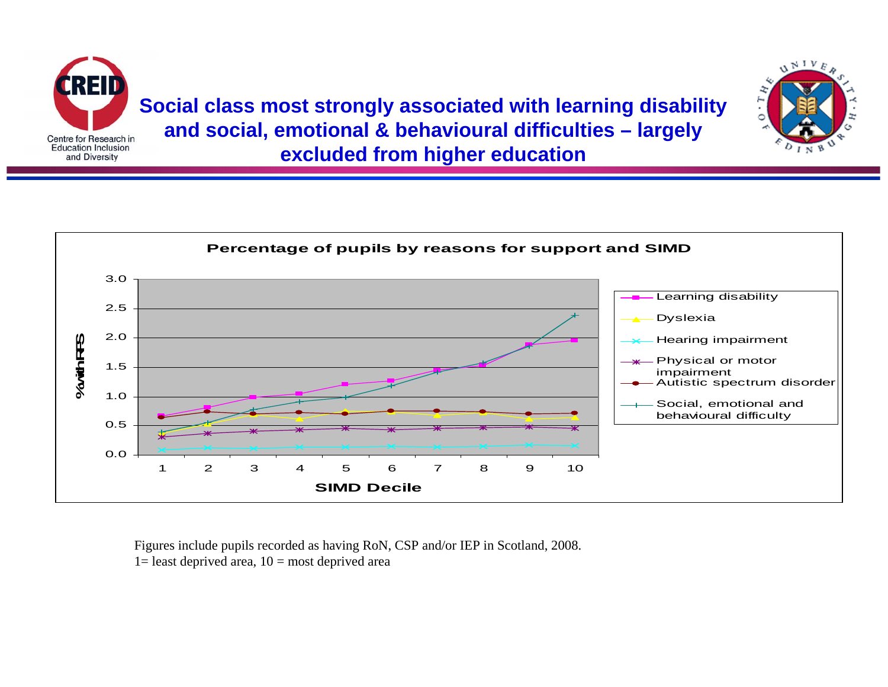# Social class most strongly associated with learning disability and social, emotional & behavioural difficulties – largely excluded from higher education

**Percentage of pupils by reasons for support and SIMD**

Figures include pupils recorded as having RoN, CSP and/or IEP in Scotland, 2008.
1= least deprived area, 10 = most deprived area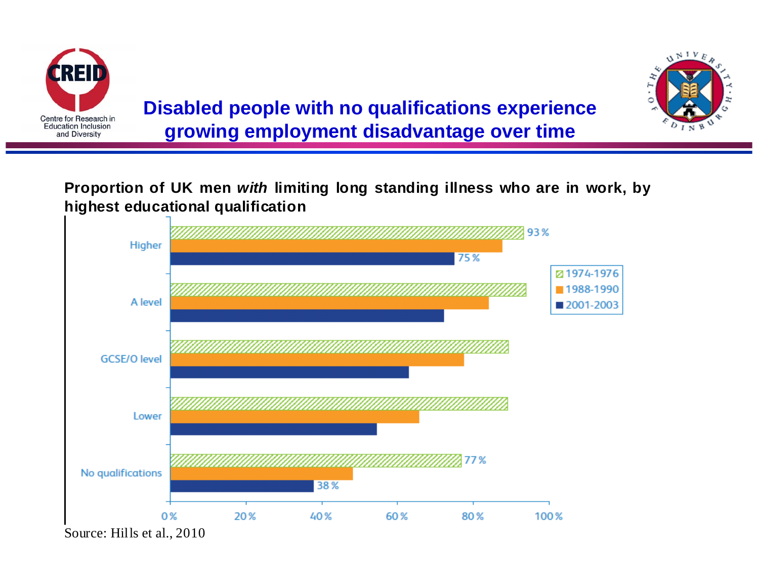# Disabled people with no qualifications experience growing employment disadvantage over time

**Proportion of UK men *with* limiting long standing illness who are in work, by highest educational qualification**

| Highest qualification | 1974-1976 | 1988-1990 | 2001-2003 |
|---|---|---|---|
| Higher | 93 % | | 75 % |
| A level | | | |
| GCSE/O level | | | |
| Lower | | | |
| No qualifications | 77 % | | 38 % |

Source: Hills et al., 2010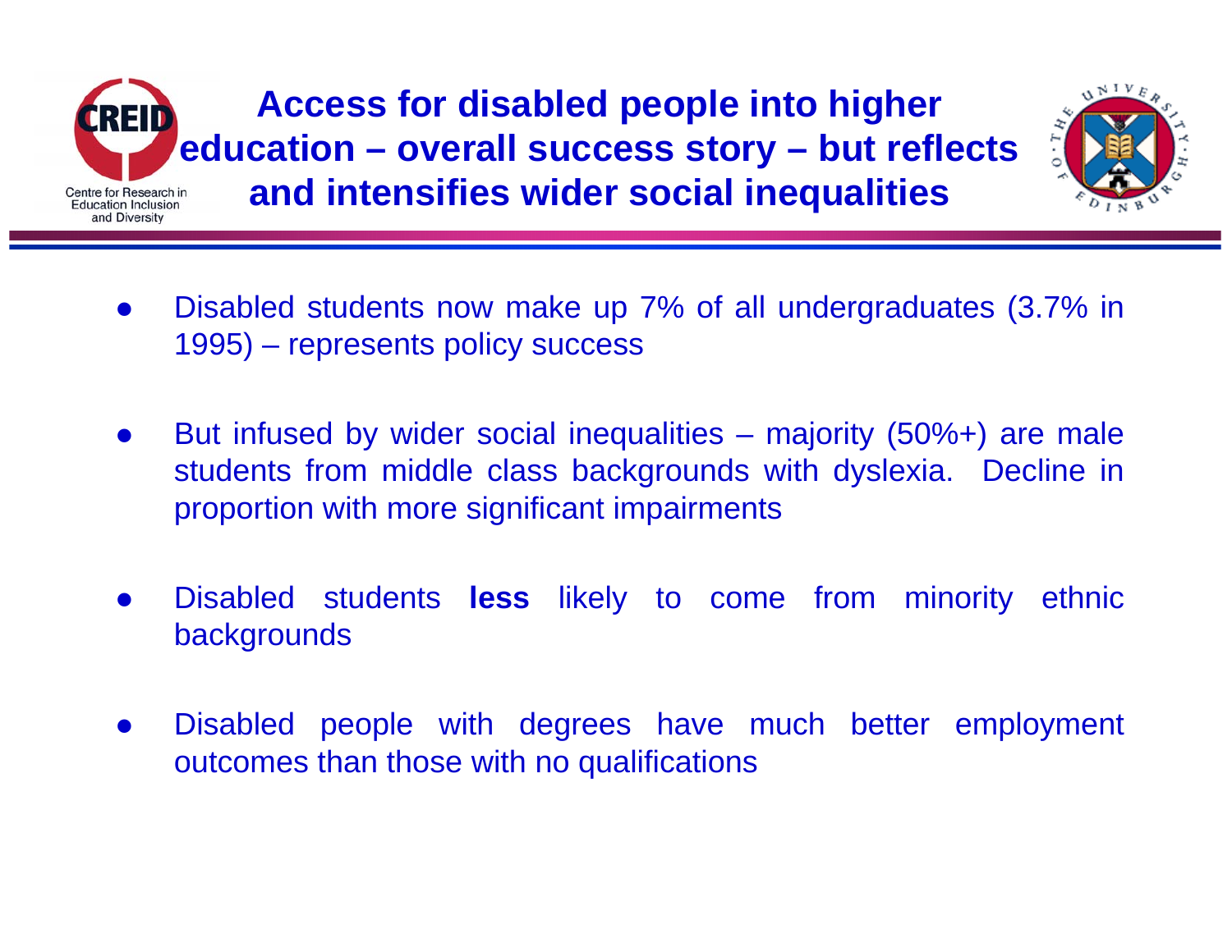# Access for disabled people into higher education – overall success story – but reflects and intensifies wider social inequalities

- Disabled students now make up 7% of all undergraduates (3.7% in 1995) – represents policy success
- But infused by wider social inequalities – majority (50%+) are male students from middle class backgrounds with dyslexia. Decline in proportion with more significant impairments
- Disabled students **less** likely to come from minority ethnic backgrounds
- Disabled people with degrees have much better employment outcomes than those with no qualifications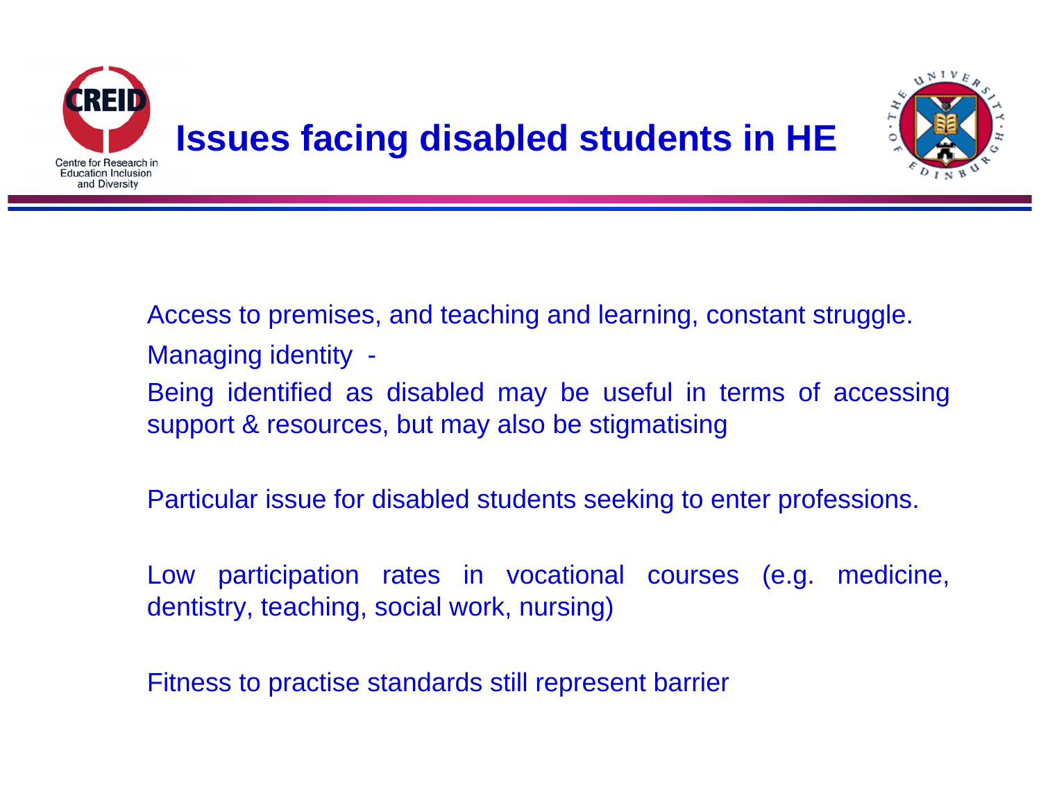# Issues facing disabled students in HE

Access to premises, and teaching and learning, constant struggle.

Managing identity -

Being identified as disabled may be useful in terms of accessing support & resources, but may also be stigmatising

Particular issue for disabled students seeking to enter professions.

Low participation rates in vocational courses (e.g. medicine, dentistry, teaching, social work, nursing)

Fitness to practise standards still represent barrier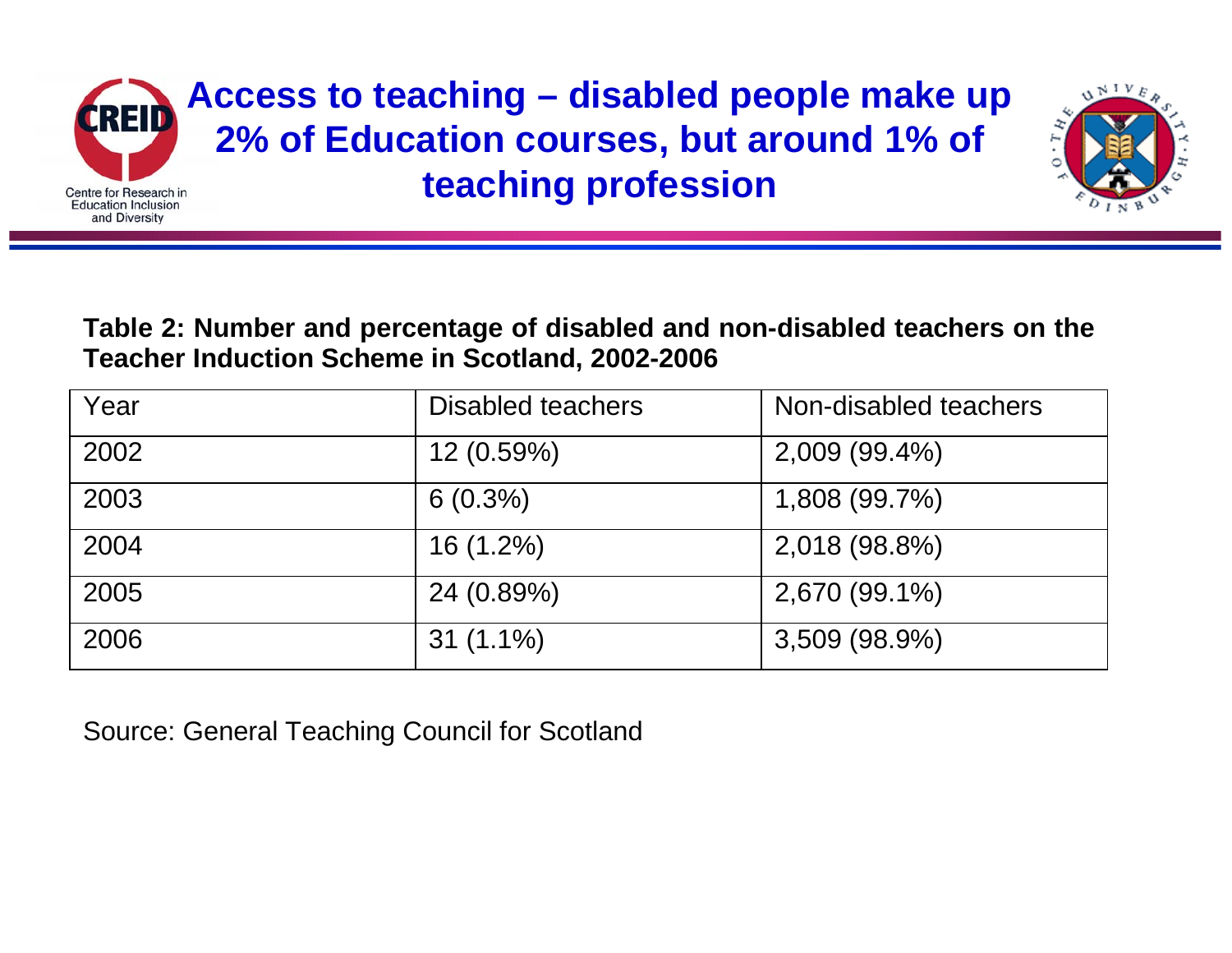# Access to teaching – disabled people make up 2% of Education courses, but around 1% of teaching profession

**Table 2: Number and percentage of disabled and non-disabled teachers on the Teacher Induction Scheme in Scotland, 2002-2006**

| Year | Disabled teachers | Non-disabled teachers |
|---|---|---|
| 2002 | 12 (0.59%) | 2,009 (99.4%) |
| 2003 | 6 (0.3%) | 1,808 (99.7%) |
| 2004 | 16 (1.2%) | 2,018 (98.8%) |
| 2005 | 24 (0.89%) | 2,670 (99.1%) |
| 2006 | 31 (1.1%) | 3,509 (98.9%) |

Source: General Teaching Council for Scotland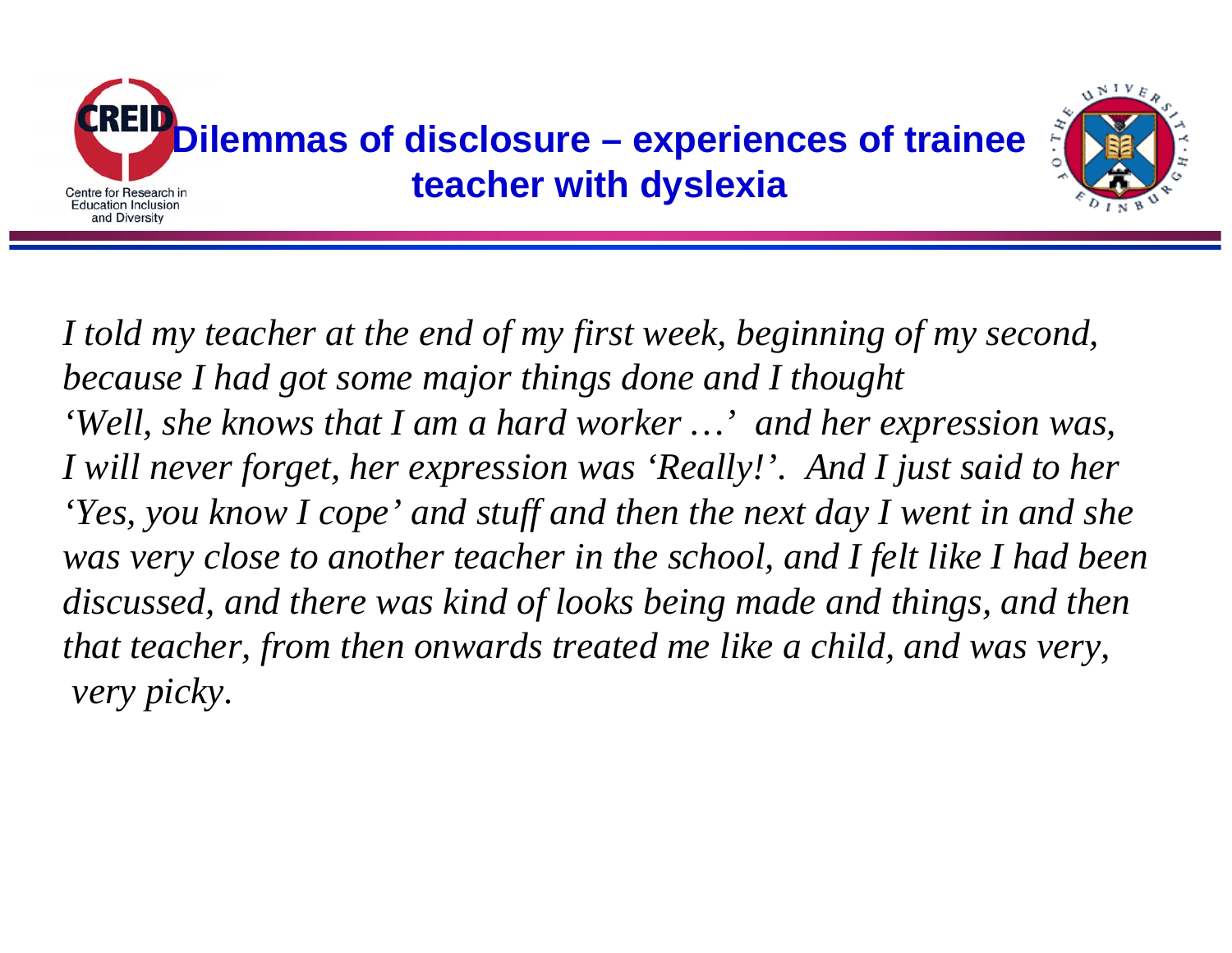# Dilemmas of disclosure – experiences of trainee teacher with dyslexia

*I told my teacher at the end of my first week, beginning of my second, because I had got some major things done and I thought 'Well, she knows that I am a hard worker …' and her expression was, I will never forget, her expression was 'Really!'. And I just said to her 'Yes, you know I cope' and stuff and then the next day I went in and she was very close to another teacher in the school, and I felt like I had been discussed, and there was kind of looks being made and things, and then that teacher, from then onwards treated me like a child, and was very, very picky.*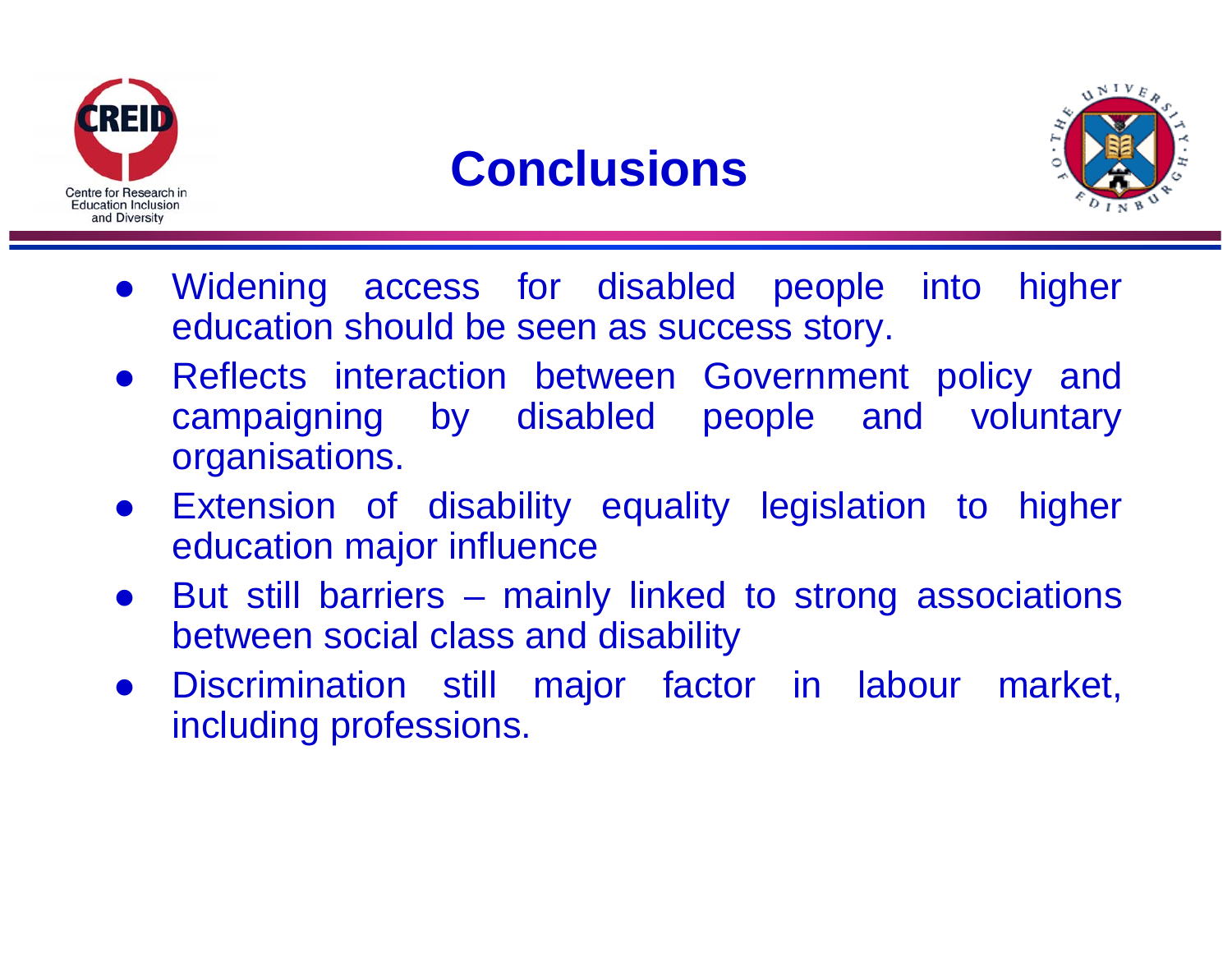# Conclusions

- Widening access for disabled people into higher education should be seen as success story.
- Reflects interaction between Government policy and campaigning by disabled people and voluntary organisations.
- Extension of disability equality legislation to higher education major influence
- But still barriers – mainly linked to strong associations between social class and disability
- Discrimination still major factor in labour market, including professions.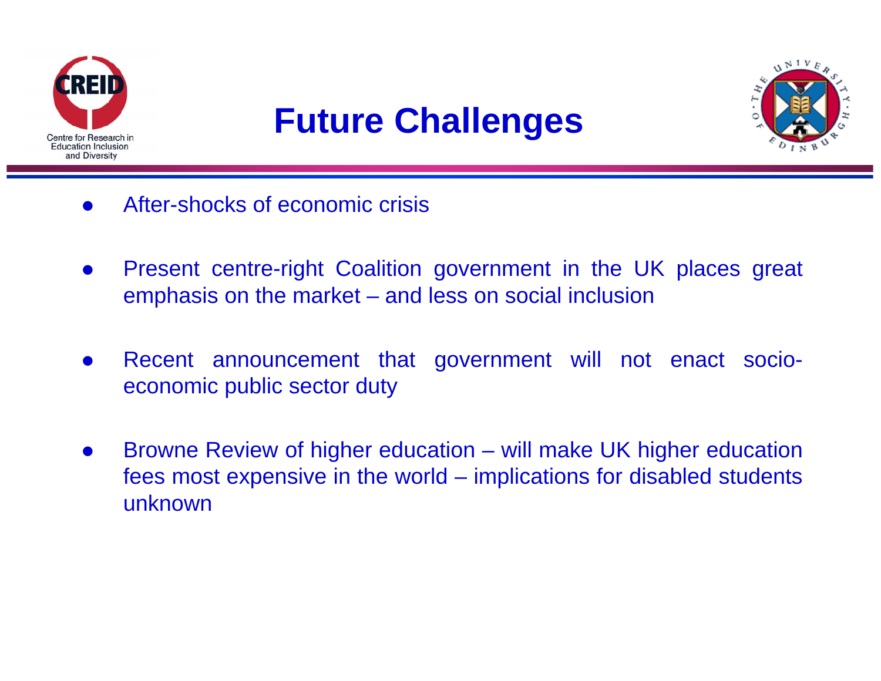# Future Challenges

- After-shocks of economic crisis

- Present centre-right Coalition government in the UK places great emphasis on the market – and less on social inclusion

- Recent announcement that government will not enact socio-economic public sector duty

- Browne Review of higher education – will make UK higher education fees most expensive in the world – implications for disabled students unknown